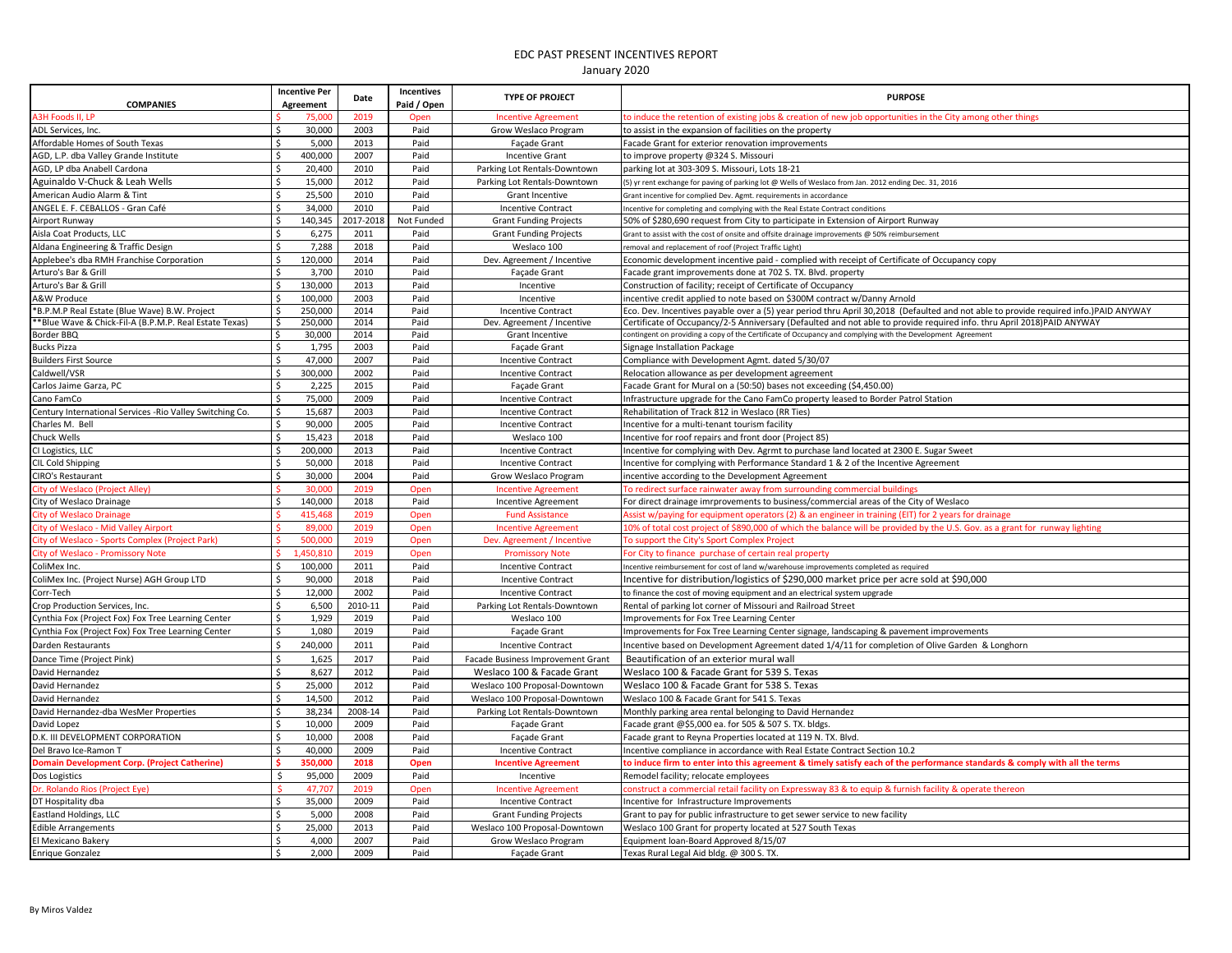# EDC PAST PRESENT INCENTIVES REPORT

January 2020

| COMPANIES | Incentive Per Agreement | Date | Incentives Paid / Open | TYPE OF PROJECT | PURPOSE |
|---|---|---|---|---|---|
| A3H Foods II, LP | $ 75,000 | 2019 | Open | Incentive Agreement | to induce the retention of existing jobs & creation of new job opportunities in the City among other things |
| ADL Services, Inc. | $ 30,000 | 2003 | Paid | Grow Weslaco Program | to assist in the expansion of facilities on the property |
| Affordable Homes of South Texas | $ 5,000 | 2013 | Paid | Façade Grant | Facade Grant for exterior renovation improvements |
| AGD, L.P. dba Valley Grande Institute | $ 400,000 | 2007 | Paid | Incentive Grant | to improve property @324 S. Missouri |
| AGD, LP dba Anabell Cardona | $ 20,400 | 2010 | Paid | Parking Lot Rentals-Downtown | parking lot at 303-309 S. Missouri, Lots 18-21 |
| Aguinaldo V-Chuck & Leah Wells | $ 15,000 | 2012 | Paid | Parking Lot Rentals-Downtown | (5) yr rent exchange for paving of parking lot @ Wells of Weslaco from Jan. 2012 ending Dec. 31, 2016 |
| American Audio Alarm & Tint | $ 25,500 | 2010 | Paid | Grant Incentive | Grant incentive for complied Dev. Agmt. requirements in accordance |
| ANGEL E. F. CEBALLOS - Gran Café | $ 34,000 | 2010 | Paid | Incentive Contract | Incentive for completing and complying with the Real Estate Contract conditions |
| Airport Runway | $ 140,345 | 2017-2018 | Not Funded | Grant Funding Projects | 50% of $280,690 request from City to participate in Extension of Airport Runway |
| Aisla Coat Products, LLC | $ 6,275 | 2011 | Paid | Grant Funding Projects | Grant to assist with the cost of onsite and offsite drainage improvements @ 50% reimbursement |
| Aldana Engineering & Traffic Design | $ 7,288 | 2018 | Paid | Weslaco 100 | removal and replacement of roof (Project Traffic Light) |
| Applebee's dba RMH Franchise Corporation | $ 120,000 | 2014 | Paid | Dev. Agreement / Incentive | Economic development incentive paid - complied with receipt of Certificate of Occupancy copy |
| Arturo's Bar & Grill | $ 3,700 | 2010 | Paid | Façade Grant | Facade grant improvements done at 702 S. TX. Blvd. property |
| Arturo's Bar & Grill | $ 130,000 | 2013 | Paid | Incentive | Construction of facility; receipt of Certificate of Occupancy |
| A&W Produce | $ 100,000 | 2003 | Paid | Incentive | incentive credit applied to note based on $300M contract w/Danny Arnold |
| *B.P.M.P Real Estate (Blue Wave) B.W. Project | $ 250,000 | 2014 | Paid | Incentive Contract | Eco. Dev. Incentives payable over a (5) year period thru April 30,2018 (Defaulted and not able to provide required info.)PAID ANYWAY |
| **Blue Wave & Chick-Fil-A (B.P.M.P. Real Estate Texas) | $ 250,000 | 2014 | Paid | Dev. Agreement / Incentive | Certificate of Occupancy/2-5 Anniversary (Defaulted and not able to provide required info. thru April 2018)PAID ANYWAY |
| Border BBQ | $ 30,000 | 2014 | Paid | Grant Incentive | contingent on providing a copy of the Certificate of Occupancy and complying with the Development Agreement |
| Bucks Pizza | $ 1,795 | 2003 | Paid | Façade Grant | Signage Installation Package |
| Builders First Source | $ 47,000 | 2007 | Paid | Incentive Contract | Compliance with Development Agmt. dated 5/30/07 |
| Caldwell/VSR | $ 300,000 | 2002 | Paid | Incentive Contract | Relocation allowance as per development agreement |
| Carlos Jaime Garza, PC | $ 2,225 | 2015 | Paid | Façade Grant | Facade Grant for Mural on a (50:50) bases not exceeding ($4,450.00) |
| Cano FamCo | $ 75,000 | 2009 | Paid | Incentive Contract | Infrastructure upgrade for the Cano FamCo property leased to Border Patrol Station |
| Century International Services -Rio Valley Switching Co. | $ 15,687 | 2003 | Paid | Incentive Contract | Rehabilitation of Track 812 in Weslaco (RR Ties) |
| Charles M. Bell | $ 90,000 | 2005 | Paid | Incentive Contract | Incentive for a multi-tenant tourism facility |
| Chuck Wells | $ 15,423 | 2018 | Paid | Weslaco 100 | Incentive for roof repairs and front door (Project 85) |
| CI Logistics, LLC | $ 200,000 | 2013 | Paid | Incentive Contract | Incentive for complying with Dev. Agrmt to purchase land located at 2300 E. Sugar Sweet |
| CIL Cold Shipping | $ 50,000 | 2018 | Paid | Incentive Contract | Incentive for complying with Performance Standard 1 & 2 of the Incentive Agreement |
| CIRO's Restaurant | $ 30,000 | 2004 | Paid | Grow Weslaco Program | incentive according to the Development Agreement |
| City of Weslaco (Project Alley) | $ 30,000 | 2019 | Open | Incentive Agreement | To redirect surface rainwater away from surrounding commercial buildings |
| City of Weslaco Drainage | $ 140,000 | 2018 | Paid | Incentive Agreement | For direct drainage imrprovements to business/commercial areas of the City of Weslaco |
| City of Weslaco Drainage | $ 415,468 | 2019 | Open | Fund Assistance | Assist w/paying for equipment operators (2) & an engineer in training (EIT) for 2 years for drainage |
| City of Weslaco - Mid Valley Airport | $ 89,000 | 2019 | Open | Incentive Agreement | 10% of total cost project of $890,000 of which the balance will be provided by the U.S. Gov. as a grant for runway lighting |
| City of Weslaco - Sports Complex (Project Park) | $ 500,000 | 2019 | Open | Dev. Agreement / Incentive | To support the City's Sport Complex Project |
| City of Weslaco - Promissory Note | $ 1,450,810 | 2019 | Open | Promissory Note | For City to finance purchase of certain real property |
| ColiMex Inc. | $ 100,000 | 2011 | Paid | Incentive Contract | Incentive reimbursement for cost of land w/warehouse improvements completed as required |
| ColiMex Inc. (Project Nurse) AGH Group LTD | $ 90,000 | 2018 | Paid | Incentive Contract | Incentive for distribution/logistics of $290,000 market price per acre sold at $90,000 |
| Corr-Tech | $ 12,000 | 2002 | Paid | Incentive Contract | to finance the cost of moving equipment and an electrical system upgrade |
| Crop Production Services, Inc. | $ 6,500 | 2010-11 | Paid | Parking Lot Rentals-Downtown | Rental of parking lot corner of Missouri and Railroad Street |
| Cynthia Fox (Project Fox) Fox Tree Learning Center | $ 1,929 | 2019 | Paid | Weslaco 100 | Improvements for Fox Tree Learning Center |
| Cynthia Fox (Project Fox) Fox Tree Learning Center | $ 1,080 | 2019 | Paid | Façade Grant | Improvements for Fox Tree Learning Center signage, landscaping & pavement improvements |
| Darden Restaurants | $ 240,000 | 2011 | Paid | Incentive Contract | Incentive based on Development Agreement dated 1/4/11 for completion of Olive Garden & Longhorn |
| Dance Time (Project Pink) | $ 1,625 | 2017 | Paid | Facade Business Improvement Grant | Beautification of an exterior mural wall |
| David Hernandez | $ 8,627 | 2012 | Paid | Weslaco 100 & Facade Grant | Weslaco 100 & Facade Grant for 539 S. Texas |
| David Hernandez | $ 25,000 | 2012 | Paid | Weslaco 100 Proposal-Downtown | Weslaco 100 & Facade Grant for 538 S. Texas |
| David Hernandez | $ 14,500 | 2012 | Paid | Weslaco 100 Proposal-Downtown | Weslaco 100 & Facade Grant for 541 S. Texas |
| David Hernandez-dba WesMer Properties | $ 38,234 | 2008-14 | Paid | Parking Lot Rentals-Downtown | Monthly parking area rental belonging to David Hernandez |
| David Lopez | $ 10,000 | 2009 | Paid | Façade Grant | Facade grant @$5,000 ea. for 505 & 507 S. TX. bldgs. |
| D.K. III DEVELOPMENT CORPORATION | $ 10,000 | 2008 | Paid | Façade Grant | Facade grant to Reyna Properties located at 119 N. TX. Blvd. |
| Del Bravo Ice-Ramon T | $ 40,000 | 2009 | Paid | Incentive Contract | Incentive compliance in accordance with Real Estate Contract Section 10.2 |
| **Domain Development Corp. (Project Catherine)** | **$ 350,000** | **2018** | **Open** | **Incentive Agreement** | **to induce firm to enter into this agreement & timely satisfy each of the performance standards & comply with all the terms** |
| Dos Logistics | $ 95,000 | 2009 | Paid | Incentive | Remodel facility; relocate employees |
| Dr. Rolando Rios (Project Eye) | $ 47,707 | 2019 | Open | Incentive Agreement | construct a commercial retail facility on Expressway 83 & to equip & furnish facility & operate thereon |
| DT Hospitality dba | $ 35,000 | 2009 | Paid | Incentive Contract | Incentive for Infrastructure Improvements |
| Eastland Holdings, LLC | $ 5,000 | 2008 | Paid | Grant Funding Projects | Grant to pay for public infrastructure to get sewer service to new facility |
| Edible Arrangements | $ 25,000 | 2013 | Paid | Weslaco 100 Proposal-Downtown | Weslaco 100 Grant for property located at 527 South Texas |
| El Mexicano Bakery | $ 4,000 | 2007 | Paid | Grow Weslaco Program | Equipment loan-Board Approved 8/15/07 |
| Enrique Gonzalez | $ 2,000 | 2009 | Paid | Façade Grant | Texas Rural Legal Aid bldg. @ 300 S. TX. |

By Miros Valdez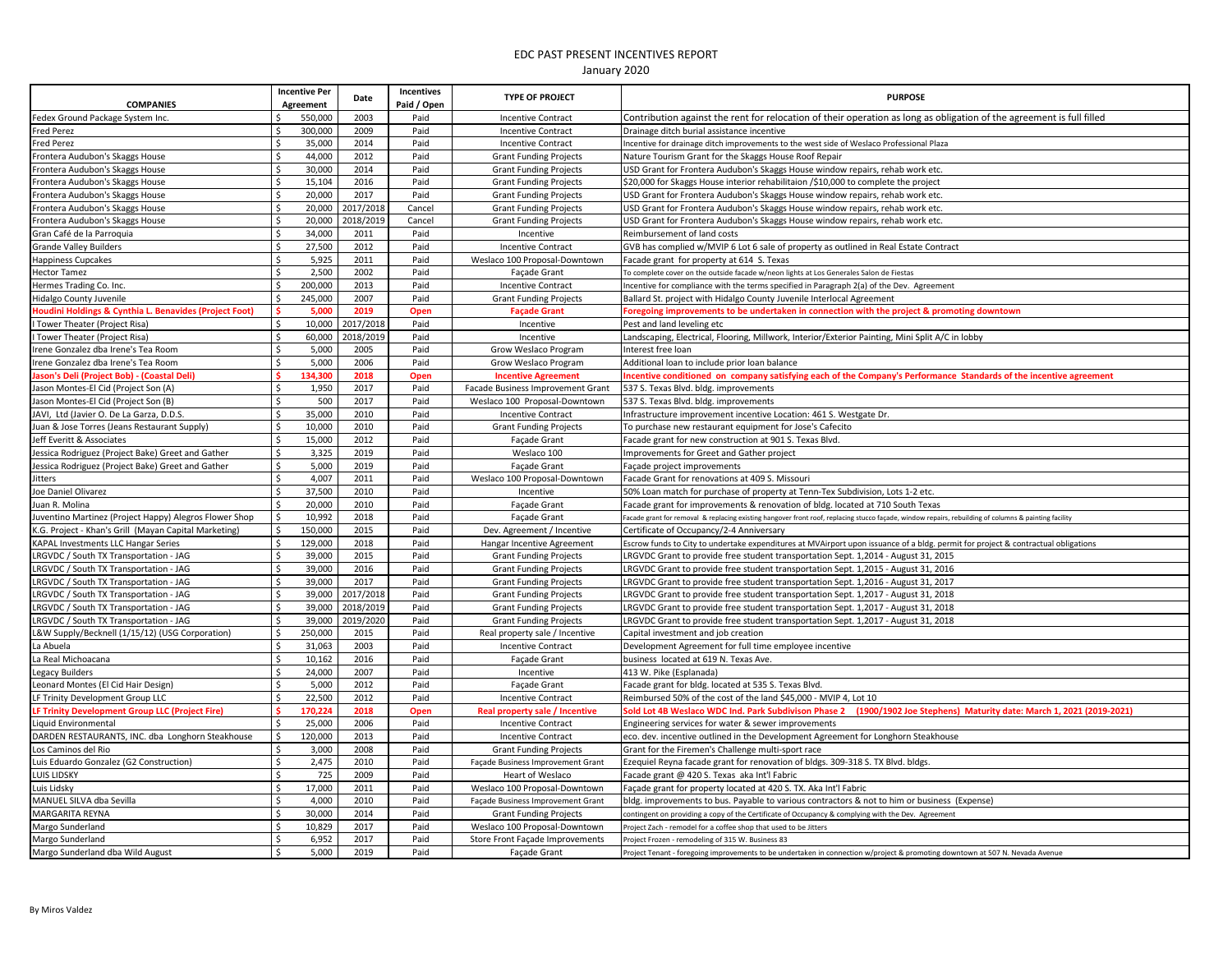EDC PAST PRESENT INCENTIVES REPORT

January 2020

| COMPANIES | Incentive Per Agreement | Date | Incentives Paid / Open | TYPE OF PROJECT | PURPOSE |
|---|---|---|---|---|---|
| Fedex Ground Package System Inc. | $ 550,000 | 2003 | Paid | Incentive Contract | Contribution against the rent for relocation of their operation as long as obligation of the agreement is full filled |
| Fred Perez | $ 300,000 | 2009 | Paid | Incentive Contract | Drainage ditch burial assistance incentive |
| Fred Perez | $ 35,000 | 2014 | Paid | Incentive Contract | Incentive for drainage ditch improvements to the west side of Weslaco Professional Plaza |
| Frontera Audubon's Skaggs House | $ 44,000 | 2012 | Paid | Grant Funding Projects | Nature Tourism Grant for the Skaggs House Roof Repair |
| Frontera Audubon's Skaggs House | $ 30,000 | 2014 | Paid | Grant Funding Projects | USD Grant for Frontera Audubon's Skaggs House window repairs, rehab work etc. |
| Frontera Audubon's Skaggs House | $ 15,104 | 2016 | Paid | Grant Funding Projects | $20,000 for Skaggs House interior rehabilitaion /$10,000 to complete the project |
| Frontera Audubon's Skaggs House | $ 20,000 | 2017 | Paid | Grant Funding Projects | USD Grant for Frontera Audubon's Skaggs House window repairs, rehab work etc. |
| Frontera Audubon's Skaggs House | $ 20,000 | 2017/2018 | Cancel | Grant Funding Projects | USD Grant for Frontera Audubon's Skaggs House window repairs, rehab work etc. |
| Frontera Audubon's Skaggs House | $ 20,000 | 2018/2019 | Cancel | Grant Funding Projects | USD Grant for Frontera Audubon's Skaggs House window repairs, rehab work etc. |
| Gran Café de la Parroquia | $ 34,000 | 2011 | Paid | Incentive | Reimbursement of land costs |
| Grande Valley Builders | $ 27,500 | 2012 | Paid | Incentive Contract | GVB has complied w/MVIP 6 Lot 6 sale of property as outlined in Real Estate Contract |
| Happiness Cupcakes | $ 5,925 | 2011 | Paid | Weslaco 100 Proposal-Downtown | Facade grant for property at 614 S. Texas |
| Hector Tamez | $ 2,500 | 2002 | Paid | Façade Grant | To complete cover on the outside facade w/neon lights at Los Generales Salon de Fiestas |
| Hermes Trading Co. Inc. | $ 200,000 | 2013 | Paid | Incentive Contract | Incentive for compliance with the terms specified in Paragraph 2(a) of the Dev. Agreement |
| Hidalgo County Juvenile | $ 245,000 | 2007 | Paid | Grant Funding Projects | Ballard St. project with Hidalgo County Juvenile Interlocal Agreement |
| **Houdini Holdings & Cynthia L. Benavides (Project Foot)** | **$ 5,000** | **2019** | **Open** | **Façade Grant** | **Foregoing improvements to be undertaken in connection with the project & promoting downtown** |
| I Tower Theater (Project Risa) | $ 10,000 | 2017/2018 | Paid | Incentive | Pest and land leveling etc |
| I Tower Theater (Project Risa) | $ 60,000 | 2018/2019 | Paid | Incentive | Landscaping, Electrical, Flooring, Millwork, Interior/Exterior Painting, Mini Split A/C in lobby |
| Irene Gonzalez dba Irene's Tea Room | $ 5,000 | 2005 | Paid | Grow Weslaco Program | Interest free loan |
| Irene Gonzalez dba Irene's Tea Room | $ 5,000 | 2006 | Paid | Grow Weslaco Program | Additional loan to include prior loan balance |
| **Jason's Deli (Project Bob) - (Coastal Deli)** | **$ 134,300** | **2018** | **Open** | **Incentive Agreement** | **Incentive conditioned on company satisfying each of the Company's Performance Standards of the incentive agreement** |
| Jason Montes-El Cid (Project Son (A) | $ 1,950 | 2017 | Paid | Facade Business Improvement Grant | 537 S. Texas Blvd. bldg. improvements |
| Jason Montes-El Cid (Project Son (B) | $ 500 | 2017 | Paid | Weslaco 100 Proposal-Downtown | 537 S. Texas Blvd. bldg. improvements |
| JAVI, Ltd (Javier O. De La Garza, D.D.S. | $ 35,000 | 2010 | Paid | Incentive Contract | Infrastructure improvement incentive Location: 461 S. Westgate Dr. |
| Juan & Jose Torres (Jeans Restaurant Supply) | $ 10,000 | 2010 | Paid | Grant Funding Projects | To purchase new restaurant equipment for Jose's Cafecito |
| Jeff Everitt & Associates | $ 15,000 | 2012 | Paid | Façade Grant | Facade grant for new construction at 901 S. Texas Blvd. |
| Jessica Rodriguez (Project Bake) Greet and Gather | $ 3,325 | 2019 | Paid | Weslaco 100 | Improvements for Greet and Gather project |
| Jessica Rodriguez (Project Bake) Greet and Gather | $ 5,000 | 2019 | Paid | Façade Grant | Façade project improvements |
| Jitters | $ 4,007 | 2011 | Paid | Weslaco 100 Proposal-Downtown | Facade Grant for renovations at 409 S. Missouri |
| Joe Daniel Olivarez | $ 37,500 | 2010 | Paid | Incentive | 50% Loan match for purchase of property at Tenn-Tex Subdivision, Lots 1-2 etc. |
| Juan R. Molina | $ 20,000 | 2010 | Paid | Façade Grant | Facade grant for improvements & renovation of bldg. located at 710 South Texas |
| Juventino Martinez (Project Happy) Alegros Flower Shop | $ 10,992 | 2018 | Paid | Façade Grant | Facade grant for removal & replacing existing hangover front roof, replacing stucco façade, window repairs, rebuilding of columns & painting facility |
| K.G. Project - Khan's Grill (Mayan Capital Marketing) | $ 150,000 | 2015 | Paid | Dev. Agreement / Incentive | Certificate of Occupancy/2-4 Anniversary |
| KAPAL Investments LLC Hangar Series | $ 129,000 | 2018 | Paid | Hangar Incentive Agreement | Escrow funds to City to undertake expenditures at MVAirport upon issuance of a bldg. permit for project & contractual obligations |
| LRGVDC / South TX Transportation - JAG | $ 39,000 | 2015 | Paid | Grant Funding Projects | LRGVDC Grant to provide free student transportation Sept. 1,2014 - August 31, 2015 |
| LRGVDC / South TX Transportation - JAG | $ 39,000 | 2016 | Paid | Grant Funding Projects | LRGVDC Grant to provide free student transportation Sept. 1,2015 - August 31, 2016 |
| LRGVDC / South TX Transportation - JAG | $ 39,000 | 2017 | Paid | Grant Funding Projects | LRGVDC Grant to provide free student transportation Sept. 1,2016 - August 31, 2017 |
| LRGVDC / South TX Transportation - JAG | $ 39,000 | 2017/2018 | Paid | Grant Funding Projects | LRGVDC Grant to provide free student transportation Sept. 1,2017 - August 31, 2018 |
| LRGVDC / South TX Transportation - JAG | $ 39,000 | 2018/2019 | Paid | Grant Funding Projects | LRGVDC Grant to provide free student transportation Sept. 1,2017 - August 31, 2018 |
| LRGVDC / South TX Transportation - JAG | $ 39,000 | 2019/2020 | Paid | Grant Funding Projects | LRGVDC Grant to provide free student transportation Sept. 1,2017 - August 31, 2018 |
| L&W Supply/Becknell (1/15/12) (USG Corporation) | $ 250,000 | 2015 | Paid | Real property sale / Incentive | Capital investment and job creation |
| La Abuela | $ 31,063 | 2003 | Paid | Incentive Contract | Development Agreement for full time employee incentive |
| La Real Michoacana | $ 10,162 | 2016 | Paid | Façade Grant | business located at 619 N. Texas Ave. |
| Legacy Builders | $ 24,000 | 2007 | Paid | Incentive | 413 W. Pike (Esplanada) |
| Leonard Montes (El Cid Hair Design) | $ 5,000 | 2012 | Paid | Façade Grant | Facade grant for bldg. located at 535 S. Texas Blvd. |
| LF Trinity Development Group LLC | $ 22,500 | 2012 | Paid | Incentive Contract | Reimbursed 50% of the cost of the land $45,000 - MVIP 4, Lot 10 |
| **LF Trinity Development Group LLC (Project Fire)** | **$ 170,224** | **2018** | **Open** | **Real property sale / Incentive** | **Sold Lot 4B Weslaco WDC Ind. Park Subdivison Phase 2 (1900/1902 Joe Stephens) Maturity date: March 1, 2021 (2019-2021)** |
| Liquid Environmental | $ 25,000 | 2006 | Paid | Incentive Contract | Engineering services for water & sewer improvements |
| DARDEN RESTAURANTS, INC. dba Longhorn Steakhouse | $ 120,000 | 2013 | Paid | Incentive Contract | eco. dev. incentive outlined in the Development Agreement for Longhorn Steakhouse |
| Los Caminos del Rio | $ 3,000 | 2008 | Paid | Grant Funding Projects | Grant for the Firemen's Challenge multi-sport race |
| Luis Eduardo Gonzalez (G2 Construction) | $ 2,475 | 2010 | Paid | Façade Business Improvement Grant | Ezequiel Reyna facade grant for renovation of bldgs. 309-318 S. TX Blvd. bldgs. |
| LUIS LIDSKY | $ 725 | 2009 | Paid | Heart of Weslaco | Facade grant @ 420 S. Texas aka Int'l Fabric |
| Luis Lidsky | $ 17,000 | 2011 | Paid | Weslaco 100 Proposal-Downtown | Façade grant for property located at 420 S. TX. Aka Int'l Fabric |
| MANUEL SILVA dba Sevilla | $ 4,000 | 2010 | Paid | Façade Business Improvement Grant | bldg. improvements to bus. Payable to various contractors & not to him or business (Expense) |
| MARGARITA REYNA | $ 30,000 | 2014 | Paid | Grant Funding Projects | contingent on providing a copy of the Certificate of Occupancy & complying with the Dev. Agreement |
| Margo Sunderland | $ 10,829 | 2017 | Paid | Weslaco 100 Proposal-Downtown | Project Zach - remodel for a coffee shop that used to be Jitters |
| Margo Sunderland | $ 6,952 | 2017 | Paid | Store Front Façade Improvements | Project Frozen - remodeling of 315 W. Business 83 |
| Margo Sunderland dba Wild August | $ 5,000 | 2019 | Paid | Façade Grant | Project Tenant - foregoing improvements to be undertaken in connection w/project & promoting downtown at 507 N. Nevada Avenue |

By Miros Valdez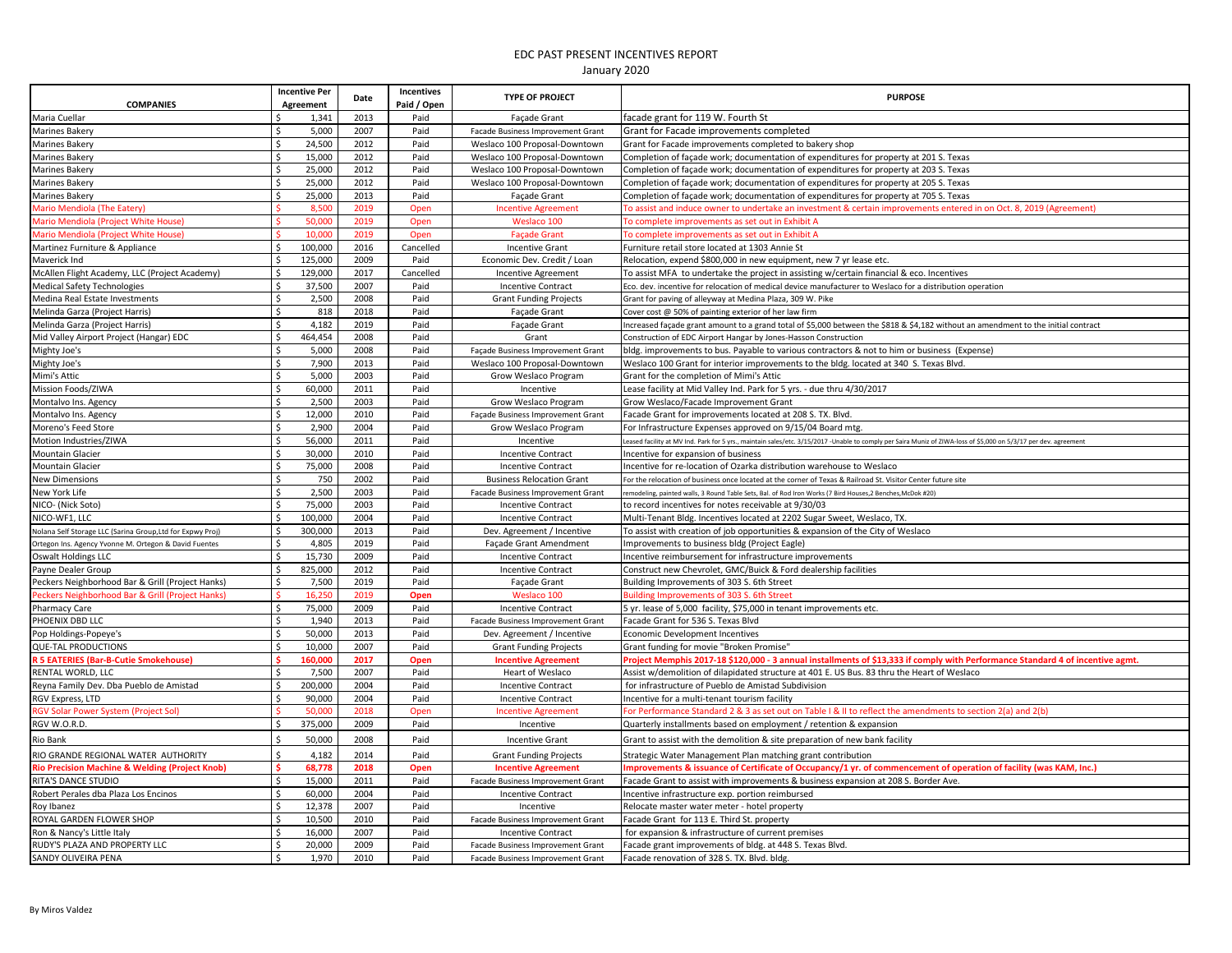# EDC PAST PRESENT INCENTIVES REPORT

January 2020

| COMPANIES | Incentive Per Agreement | Date | Incentives Paid / Open | TYPE OF PROJECT | PURPOSE |
|---|---|---|---|---|---|
| Maria Cuellar | $ 1,341 | 2013 | Paid | Façade Grant | facade grant for 119 W. Fourth St |
| Marines Bakery | $ 5,000 | 2007 | Paid | Facade Business Improvement Grant | Grant for Facade improvements completed |
| Marines Bakery | $ 24,500 | 2012 | Paid | Weslaco 100 Proposal-Downtown | Grant for Facade improvements completed to bakery shop |
| Marines Bakery | $ 15,000 | 2012 | Paid | Weslaco 100 Proposal-Downtown | Completion of façade work; documentation of expenditures for property at 201 S. Texas |
| Marines Bakery | $ 25,000 | 2012 | Paid | Weslaco 100 Proposal-Downtown | Completion of façade work; documentation of expenditures for property at 203 S. Texas |
| Marines Bakery | $ 25,000 | 2012 | Paid | Weslaco 100 Proposal-Downtown | Completion of façade work; documentation of expenditures for property at 205 S. Texas |
| Marines Bakery | $ 25,000 | 2013 | Paid | Façade Grant | Completion of façade work; documentation of expenditures for property at 705 S. Texas |
| Mario Mendiola (The Eatery) | $ 8,500 | 2019 | Open | Incentive Agreement | To assist and induce owner to undertake an investment & certain improvements entered in on Oct. 8, 2019 (Agreement) |
| Mario Mendiola (Project White House) | $ 50,000 | 2019 | Open | Weslaco 100 | To complete improvements as set out in Exhibit A |
| Mario Mendiola (Project White House) | $ 10,000 | 2019 | Open | Façade Grant | To complete improvements as set out in Exhibit A |
| Martinez Furniture & Appliance | $ 100,000 | 2016 | Cancelled | Incentive Grant | Furniture retail store located at 1303 Annie St |
| Maverick Ind | $ 125,000 | 2009 | Paid | Economic Dev. Credit / Loan | Relocation, expend $800,000 in new equipment, new 7 yr lease etc. |
| McAllen Flight Academy, LLC (Project Academy) | $ 129,000 | 2017 | Cancelled | Incentive Agreement | To assist MFA to undertake the project in assisting w/certain financial & eco. Incentives |
| Medical Safety Technologies | $ 37,500 | 2007 | Paid | Incentive Contract | Eco. dev. incentive for relocation of medical device manufacturer to Weslaco for a distribution operation |
| Medina Real Estate Investments | $ 2,500 | 2008 | Paid | Grant Funding Projects | Grant for paving of alleyway at Medina Plaza, 309 W. Pike |
| Melinda Garza (Project Harris) | $ 818 | 2018 | Paid | Façade Grant | Cover cost @ 50% of painting exterior of her law firm |
| Melinda Garza (Project Harris) | $ 4,182 | 2019 | Paid | Façade Grant | Increased façade grant amount to a grand total of $5,000 between the $818 & $4,182 without an amendment to the initial contract |
| Mid Valley Airport Project (Hangar) EDC | $ 464,454 | 2008 | Paid | Grant | Construction of EDC Airport Hangar by Jones-Hasson Construction |
| Mighty Joe's | $ 5,000 | 2008 | Paid | Façade Business Improvement Grant | bldg. improvements to bus. Payable to various contractors & not to him or business (Expense) |
| Mighty Joe's | $ 7,900 | 2013 | Paid | Weslaco 100 Proposal-Downtown | Weslaco 100 Grant for interior improvements to the bldg. located at 340 S. Texas Blvd. |
| Mimi's Attic | $ 5,000 | 2003 | Paid | Grow Weslaco Program | Grant for the completion of Mimi's Attic |
| Mission Foods/ZIWA | $ 60,000 | 2011 | Paid | Incentive | Lease facility at Mid Valley Ind. Park for 5 yrs. - due thru 4/30/2017 |
| Montalvo Ins. Agency | $ 2,500 | 2003 | Paid | Grow Weslaco Program | Grow Weslaco/Facade Improvement Grant |
| Montalvo Ins. Agency | $ 12,000 | 2010 | Paid | Façade Business Improvement Grant | Facade Grant for improvements located at 208 S. TX. Blvd. |
| Moreno's Feed Store | $ 2,900 | 2004 | Paid | Grow Weslaco Program | For Infrastructure Expenses approved on 9/15/04 Board mtg. |
| Motion Industries/ZIWA | $ 56,000 | 2011 | Paid | Incentive | Leased facility at MV Ind. Park for 5 yrs., maintain sales/etc. 3/15/2017 -Unable to comply per Saira Muniz of ZIWA-loss of $5,000 on 5/3/17 per dev. agreement |
| Mountain Glacier | $ 30,000 | 2010 | Paid | Incentive Contract | Incentive for expansion of business |
| Mountain Glacier | $ 75,000 | 2008 | Paid | Incentive Contract | Incentive for re-location of Ozarka distribution warehouse to Weslaco |
| New Dimensions | $ 750 | 2002 | Paid | Business Relocation Grant | For the relocation of business once located at the corner of Texas & Railroad St. Visitor Center future site |
| New York Life | $ 2,500 | 2003 | Paid | Facade Business Improvement Grant | remodeling, painted walls, 3 Round Table Sets, Bal. of Rod Iron Works (7 Bird Houses,2 Benches,McDok #20) |
| NICO- (Nick Soto) | $ 75,000 | 2003 | Paid | Incentive Contract | to record incentives for notes receivable at 9/30/03 |
| NICO-WF1, LLC | $ 100,000 | 2004 | Paid | Incentive Contract | Multi-Tenant Bldg. Incentives located at 2202 Sugar Sweet, Weslaco, TX. |
| Nolana Self Storage LLC (Sarina Group,Ltd for Expwy Proj) | $ 300,000 | 2013 | Paid | Dev. Agreement / Incentive | To assist with creation of job opportunities & expansion of the City of Weslaco |
| Ortegon Ins. Agency Yvonne M. Ortegon & David Fuentes | $ 4,805 | 2019 | Paid | Façade Grant Amendment | Improvements to business bldg (Project Eagle) |
| Oswalt Holdings LLC | $ 15,730 | 2009 | Paid | Incentive Contract | Incentive reimbursement for infrastructure improvements |
| Payne Dealer Group | $ 825,000 | 2012 | Paid | Incentive Contract | Construct new Chevrolet, GMC/Buick & Ford dealership facilities |
| Peckers Neighborhood Bar & Grill (Project Hanks) | $ 7,500 | 2019 | Paid | Façade Grant | Building Improvements of 303 S. 6th Street |
| Peckers Neighborhood Bar & Grill (Project Hanks) | $ 16,250 | 2019 | **Open** | Weslaco 100 | Building Improvements of 303 S. 6th Street |
| Pharmacy Care | $ 75,000 | 2009 | Paid | Incentive Contract | 5 yr. lease of 5,000 facility, $75,000 in tenant improvements etc. |
| PHOENIX DBD LLC | $ 1,940 | 2013 | Paid | Facade Business Improvement Grant | Facade Grant for 536 S. Texas Blvd |
| Pop Holdings-Popeye's | $ 50,000 | 2013 | Paid | Dev. Agreement / Incentive | Economic Development Incentives |
| QUE-TAL PRODUCTIONS | $ 10,000 | 2007 | Paid | Grant Funding Projects | Grant funding for movie "Broken Promise" |
| **R 5 EATERIES (Bar-B-Cutie Smokehouse)** | **$ 160,000** | **2017** | **Open** | **Incentive Agreement** | **Project Memphis 2017-18 $120,000 - 3 annual installments of $13,333 if comply with Performance Standard 4 of incentive agmt.** |
| RENTAL WORLD, LLC | $ 7,500 | 2007 | Paid | Heart of Weslaco | Assist w/demolition of dilapidated structure at 401 E. US Bus. 83 thru the Heart of Weslaco |
| Reyna Family Dev. Dba Pueblo de Amistad | $ 200,000 | 2004 | Paid | Incentive Contract | for infrastructure of Pueblo de Amistad Subdivision |
| RGV Express, LTD | $ 90,000 | 2004 | Paid | Incentive Contract | Incentive for a multi-tenant tourism facility |
| RGV Solar Power System (Project Sol) | $ 50,000 | 2018 | Open | Incentive Agreement | For Performance Standard 2 & 3 as set out on Table I & II to reflect the amendments to section 2(a) and 2(b) |
| RGV W.O.R.D. | $ 375,000 | 2009 | Paid | Incentive | Quarterly installments based on employment / retention & expansion |
| Rio Bank | $ 50,000 | 2008 | Paid | Incentive Grant | Grant to assist with the demolition & site preparation of new bank facility |
| RIO GRANDE REGIONAL WATER AUTHORITY | $ 4,182 | 2014 | Paid | Grant Funding Projects | Strategic Water Management Plan matching grant contribution |
| **Rio Precision Machine & Welding (Project Knob)** | **$ 68,778** | **2018** | **Open** | **Incentive Agreement** | **Improvements & issuance of Certificate of Occupancy/1 yr. of commencement of operation of facility (was KAM, Inc.)** |
| RITA'S DANCE STUDIO | $ 15,000 | 2011 | Paid | Facade Business Improvement Grant | Facade Grant to assist with improvements & business expansion at 208 S. Border Ave. |
| Robert Perales dba Plaza Los Encinos | $ 60,000 | 2004 | Paid | Incentive Contract | Incentive infrastructure exp. portion reimbursed |
| Roy Ibanez | $ 12,378 | 2007 | Paid | Incentive | Relocate master water meter - hotel property |
| ROYAL GARDEN FLOWER SHOP | $ 10,500 | 2010 | Paid | Facade Business Improvement Grant | Facade Grant for 113 E. Third St. property |
| Ron & Nancy's Little Italy | $ 16,000 | 2007 | Paid | Incentive Contract | for expansion & infrastructure of current premises |
| RUDY'S PLAZA AND PROPERTY LLC | $ 20,000 | 2009 | Paid | Facade Business Improvement Grant | Facade grant improvements of bldg. at 448 S. Texas Blvd. |
| SANDY OLIVEIRA PENA | $ 1,970 | 2010 | Paid | Facade Business Improvement Grant | Facade renovation of 328 S. TX. Blvd. bldg. |

By Miros Valdez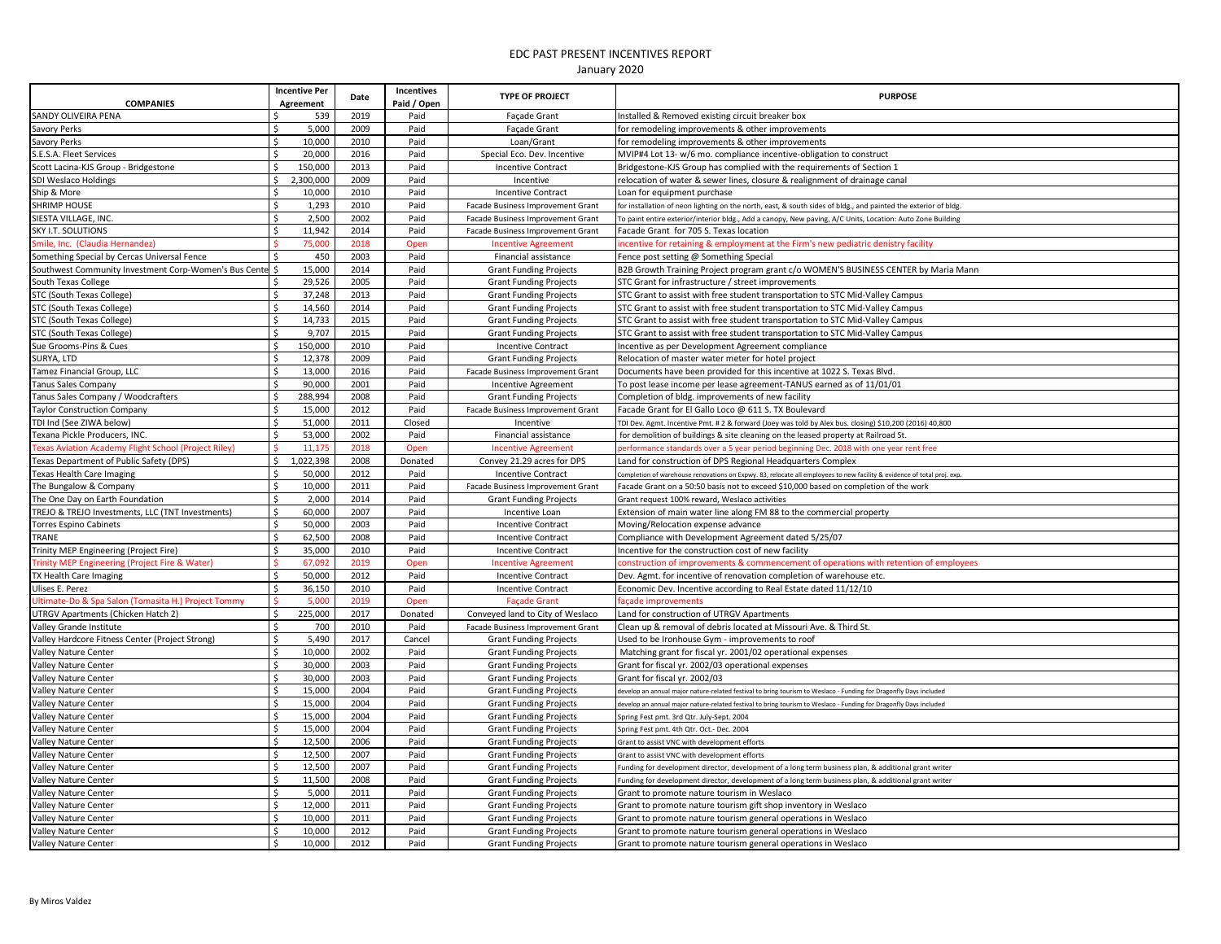# EDC PAST PRESENT INCENTIVES REPORT

January 2020

| COMPANIES | Incentive Per Agreement | Date | Incentives Paid / Open | TYPE OF PROJECT | PURPOSE |
|---|---|---|---|---|---|
| SANDY OLIVEIRA PENA | $ 539 | 2019 | Paid | Façade Grant | Installed & Removed existing circuit breaker box |
| Savory Perks | $ 5,000 | 2009 | Paid | Façade Grant | for remodeling improvements & other improvements |
| Savory Perks | $ 10,000 | 2010 | Paid | Loan/Grant | for remodeling improvements & other improvements |
| S.E.S.A. Fleet Services | $ 20,000 | 2016 | Paid | Special Eco. Dev. Incentive | MVIP#4 Lot 13- w/6 mo. compliance incentive-obligation to construct |
| Scott Lacina-KJS Group - Bridgestone | $ 150,000 | 2013 | Paid | Incentive Contract | Bridgestone-KJS Group has complied with the requirements of Section 1 |
| SDI Weslaco Holdings | $ 2,300,000 | 2009 | Paid | Incentive | relocation of water & sewer lines, closure & realignment of drainage canal |
| Ship & More | $ 10,000 | 2010 | Paid | Incentive Contract | Loan for equipment purchase |
| SHRIMP HOUSE | $ 1,293 | 2010 | Paid | Facade Business Improvement Grant | for installation of neon lighting on the north, east, & south sides of bldg., and painted the exterior of bldg. |
| SIESTA VILLAGE, INC. | $ 2,500 | 2002 | Paid | Facade Business Improvement Grant | To paint entire exterior/interior bldg., Add a canopy, New paving, A/C Units, Location: Auto Zone Building |
| SKY I.T. SOLUTIONS | $ 11,942 | 2014 | Paid | Facade Business Improvement Grant | Facade Grant for 705 S. Texas location |
| Smile, Inc. (Claudia Hernandez) | $ 75,000 | 2018 | Open | Incentive Agreement | incentive for retaining & employment at the Firm's new pediatric denistry facility |
| Something Special by Cercas Universal Fence | $ 450 | 2003 | Paid | Financial assistance | Fence post setting @ Something Special |
| Southwest Community Investment Corp-Women's Bus Cente | $ 15,000 | 2014 | Paid | Grant Funding Projects | B2B Growth Training Project program grant c/o WOMEN'S BUSINESS CENTER by Maria Mann |
| South Texas College | $ 29,526 | 2005 | Paid | Grant Funding Projects | STC Grant for infrastructure / street improvements |
| STC (South Texas College) | $ 37,248 | 2013 | Paid | Grant Funding Projects | STC Grant to assist with free student transportation to STC Mid-Valley Campus |
| STC (South Texas College) | $ 14,560 | 2014 | Paid | Grant Funding Projects | STC Grant to assist with free student transportation to STC Mid-Valley Campus |
| STC (South Texas College) | $ 14,733 | 2015 | Paid | Grant Funding Projects | STC Grant to assist with free student transportation to STC Mid-Valley Campus |
| STC (South Texas College) | $ 9,707 | 2015 | Paid | Grant Funding Projects | STC Grant to assist with free student transportation to STC Mid-Valley Campus |
| Sue Grooms-Pins & Cues | $ 150,000 | 2010 | Paid | Incentive Contract | Incentive as per Development Agreement compliance |
| SURYA, LTD | $ 12,378 | 2009 | Paid | Grant Funding Projects | Relocation of master water meter for hotel project |
| Tamez Financial Group, LLC | $ 13,000 | 2016 | Paid | Facade Business Improvement Grant | Documents have been provided for this incentive at 1022 S. Texas Blvd. |
| Tanus Sales Company | $ 90,000 | 2001 | Paid | Incentive Agreement | To post lease income per lease agreement-TANUS earned as of 11/01/01 |
| Tanus Sales Company / Woodcrafters | $ 288,994 | 2008 | Paid | Grant Funding Projects | Completion of bldg. improvements of new facility |
| Taylor Construction Company | $ 15,000 | 2012 | Paid | Facade Business Improvement Grant | Facade Grant for El Gallo Loco @ 611 S. TX Boulevard |
| TDI Ind (See ZIWA below) | $ 51,000 | 2011 | Closed | Incentive | TDI Dev. Agmt. Incentive Pmt. # 2 & forward (Joey was told by Alex bus. closing) $10,200 (2016) 40,800 |
| Texana Pickle Producers, INC. | $ 53,000 | 2002 | Paid | Financial assistance | for demolition of buildings & site cleaning on the leased property at Railroad St. |
| Texas Aviation Academy Flight School (Project Riley) | $ 11,175 | 2018 | Open | Incentive Agreement | performance standards over a 5 year period beginning Dec. 2018 with one year rent free |
| Texas Department of Public Safety (DPS) | $ 1,022,398 | 2008 | Donated | Convey 21.29 acres for DPS | Land for construction of DPS Regional Headquarters Complex |
| Texas Health Care Imaging | $ 50,000 | 2012 | Paid | Incentive Contract | Completion of warehouse renovations on Expwy. 83, relocate all employees to new facility & evidence of total proj. exp. |
| The Bungalow & Company | $ 10,000 | 2011 | Paid | Facade Business Improvement Grant | Facade Grant on a 50:50 basis not to exceed $10,000 based on completion of the work |
| The One Day on Earth Foundation | $ 2,000 | 2014 | Paid | Grant Funding Projects | Grant request 100% reward, Weslaco activities |
| TREJO & TREJO Investments, LLC (TNT Investments) | $ 60,000 | 2007 | Paid | Incentive Loan | Extension of main water line along FM 88 to the commercial property |
| Torres Espino Cabinets | $ 50,000 | 2003 | Paid | Incentive Contract | Moving/Relocation expense advance |
| TRANE | $ 62,500 | 2008 | Paid | Incentive Contract | Compliance with Development Agreement dated 5/25/07 |
| Trinity MEP Engineering (Project Fire) | $ 35,000 | 2010 | Paid | Incentive Contract | Incentive for the construction cost of new facility |
| Trinity MEP Engineering (Project Fire & Water) | $ 67,092 | 2019 | Open | Incentive Agreement | construction of improvements & commencement of operations with retention of employees |
| TX Health Care Imaging | $ 50,000 | 2012 | Paid | Incentive Contract | Dev. Agmt. for incentive of renovation completion of warehouse etc. |
| Ulises E. Perez | $ 36,150 | 2010 | Paid | Incentive Contract | Economic Dev. Incentive according to Real Estate dated 11/12/10 |
| Ultimate-Do & Spa Salon (Tomasita H.) Project Tommy | $ 5,000 | 2019 | Open | Façade Grant | façade improvements |
| UTRGV Apartments (Chicken Hatch 2) | $ 225,000 | 2017 | Donated | Conveyed land to City of Weslaco | Land for construction of UTRGV Apartments |
| Valley Grande Institute | $ 700 | 2010 | Paid | Facade Business Improvement Grant | Clean up & removal of debris located at Missouri Ave. & Third St. |
| Valley Hardcore Fitness Center (Project Strong) | $ 5,490 | 2017 | Cancel | Grant Funding Projects | Used to be Ironhouse Gym - improvements to roof |
| Valley Nature Center | $ 10,000 | 2002 | Paid | Grant Funding Projects | Matching grant for fiscal yr. 2001/02 operational expenses |
| Valley Nature Center | $ 30,000 | 2003 | Paid | Grant Funding Projects | Grant for fiscal yr. 2002/03 operational expenses |
| Valley Nature Center | $ 30,000 | 2003 | Paid | Grant Funding Projects | Grant for fiscal yr. 2002/03 |
| Valley Nature Center | $ 15,000 | 2004 | Paid | Grant Funding Projects | develop an annual major nature-related festival to bring tourism to Weslaco - Funding for Dragonfly Days included |
| Valley Nature Center | $ 15,000 | 2004 | Paid | Grant Funding Projects | develop an annual major nature-related festival to bring tourism to Weslaco - Funding for Dragonfly Days included |
| Valley Nature Center | $ 15,000 | 2004 | Paid | Grant Funding Projects | Spring Fest pmt. 3rd Qtr. July-Sept. 2004 |
| Valley Nature Center | $ 15,000 | 2004 | Paid | Grant Funding Projects | Spring Fest pmt. 4th Qtr. Oct.- Dec. 2004 |
| Valley Nature Center | $ 12,500 | 2006 | Paid | Grant Funding Projects | Grant to assist VNC with development efforts |
| Valley Nature Center | $ 12,500 | 2007 | Paid | Grant Funding Projects | Grant to assist VNC with development efforts |
| Valley Nature Center | $ 12,500 | 2007 | Paid | Grant Funding Projects | Funding for development director, development of a long term business plan, & additional grant writer |
| Valley Nature Center | $ 11,500 | 2008 | Paid | Grant Funding Projects | Funding for development director, development of a long term business plan, & additional grant writer |
| Valley Nature Center | $ 5,000 | 2011 | Paid | Grant Funding Projects | Grant to promote nature tourism in Weslaco |
| Valley Nature Center | $ 12,000 | 2011 | Paid | Grant Funding Projects | Grant to promote nature tourism gift shop inventory in Weslaco |
| Valley Nature Center | $ 10,000 | 2011 | Paid | Grant Funding Projects | Grant to promote nature tourism general operations in Weslaco |
| Valley Nature Center | $ 10,000 | 2012 | Paid | Grant Funding Projects | Grant to promote nature tourism general operations in Weslaco |
| Valley Nature Center | $ 10,000 | 2012 | Paid | Grant Funding Projects | Grant to promote nature tourism general operations in Weslaco |

By Miros Valdez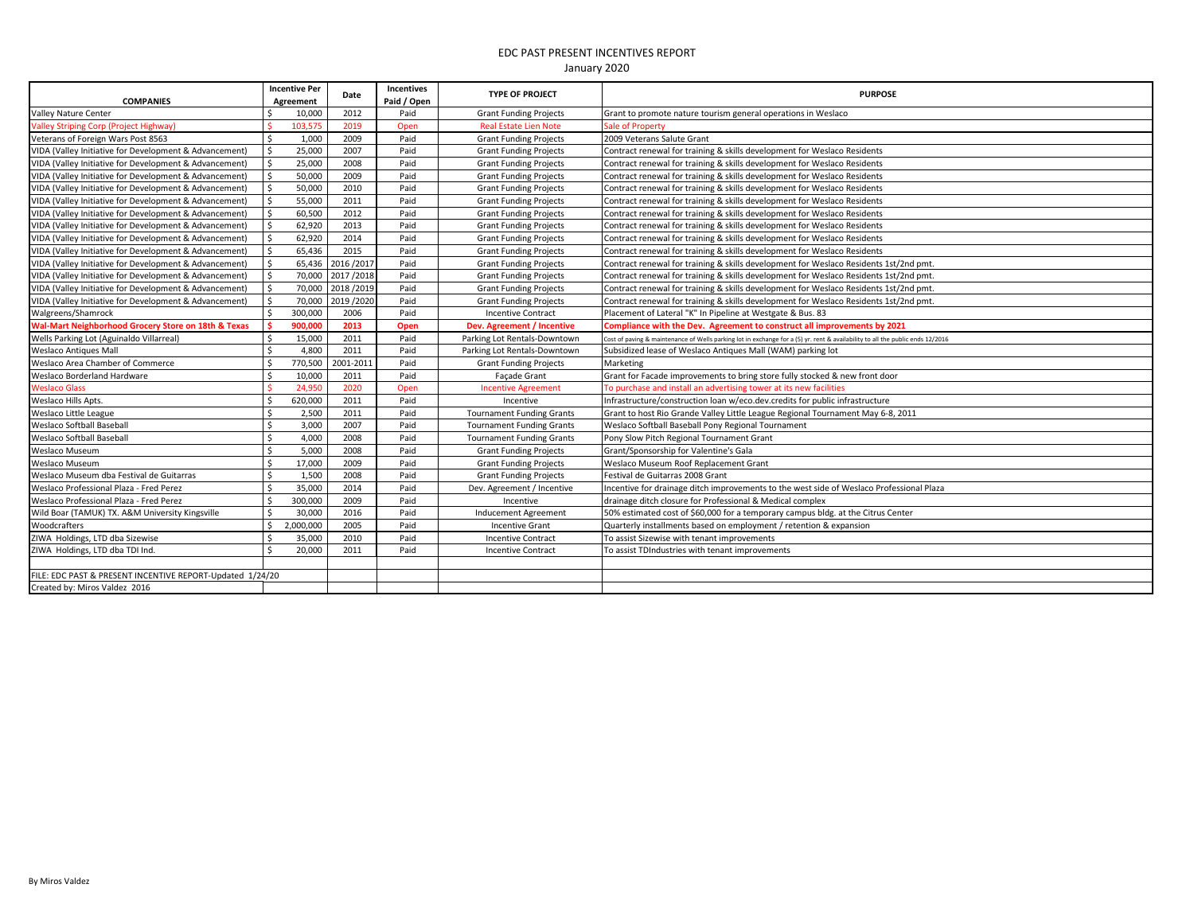# EDC PAST PRESENT INCENTIVES REPORT

January 2020

| COMPANIES | Incentive Per Agreement | Date | Incentives Paid / Open | TYPE OF PROJECT | PURPOSE |
|---|---|---|---|---|---|
| Valley Nature Center | $ 10,000 | 2012 | Paid | Grant Funding Projects | Grant to promote nature tourism general operations in Weslaco |
| Valley Striping Corp (Project Highway) | $ 103,575 | 2019 | Open | Real Estate Lien Note | Sale of Property |
| Veterans of Foreign Wars Post 8563 | $ 1,000 | 2009 | Paid | Grant Funding Projects | 2009 Veterans Salute Grant |
| VIDA (Valley Initiative for Development & Advancement) | $ 25,000 | 2007 | Paid | Grant Funding Projects | Contract renewal for training & skills development for Weslaco Residents |
| VIDA (Valley Initiative for Development & Advancement) | $ 25,000 | 2008 | Paid | Grant Funding Projects | Contract renewal for training & skills development for Weslaco Residents |
| VIDA (Valley Initiative for Development & Advancement) | $ 50,000 | 2009 | Paid | Grant Funding Projects | Contract renewal for training & skills development for Weslaco Residents |
| VIDA (Valley Initiative for Development & Advancement) | $ 50,000 | 2010 | Paid | Grant Funding Projects | Contract renewal for training & skills development for Weslaco Residents |
| VIDA (Valley Initiative for Development & Advancement) | $ 55,000 | 2011 | Paid | Grant Funding Projects | Contract renewal for training & skills development for Weslaco Residents |
| VIDA (Valley Initiative for Development & Advancement) | $ 60,500 | 2012 | Paid | Grant Funding Projects | Contract renewal for training & skills development for Weslaco Residents |
| VIDA (Valley Initiative for Development & Advancement) | $ 62,920 | 2013 | Paid | Grant Funding Projects | Contract renewal for training & skills development for Weslaco Residents |
| VIDA (Valley Initiative for Development & Advancement) | $ 62,920 | 2014 | Paid | Grant Funding Projects | Contract renewal for training & skills development for Weslaco Residents |
| VIDA (Valley Initiative for Development & Advancement) | $ 65,436 | 2015 | Paid | Grant Funding Projects | Contract renewal for training & skills development for Weslaco Residents |
| VIDA (Valley Initiative for Development & Advancement) | $ 65,436 | 2016 /2017 | Paid | Grant Funding Projects | Contract renewal for training & skills development for Weslaco Residents 1st/2nd pmt. |
| VIDA (Valley Initiative for Development & Advancement) | $ 70,000 | 2017 /2018 | Paid | Grant Funding Projects | Contract renewal for training & skills development for Weslaco Residents 1st/2nd pmt. |
| VIDA (Valley Initiative for Development & Advancement) | $ 70,000 | 2018 /2019 | Paid | Grant Funding Projects | Contract renewal for training & skills development for Weslaco Residents 1st/2nd pmt. |
| VIDA (Valley Initiative for Development & Advancement) | $ 70,000 | 2019 /2020 | Paid | Grant Funding Projects | Contract renewal for training & skills development for Weslaco Residents 1st/2nd pmt. |
| Walgreens/Shamrock | $ 300,000 | 2006 | Paid | Incentive Contract | Placement of Lateral "K" In Pipeline at Westgate & Bus. 83 |
| **Wal-Mart Neighborhood Grocery Store on 18th & Texas** | **$ 900,000** | **2013** | **Open** | **Dev. Agreement / Incentive** | **Compliance with the Dev. Agreement to construct all improvements by 2021** |
| Wells Parking Lot (Aguinaldo Villarreal) | $ 15,000 | 2011 | Paid | Parking Lot Rentals-Downtown | Cost of paving & maintenance of Wells parking lot in exchange for a (5) yr. rent & availability to all the public ends 12/2016 |
| Weslaco Antiques Mall | $ 4,800 | 2011 | Paid | Parking Lot Rentals-Downtown | Subsidized lease of Weslaco Antiques Mall (WAM) parking lot |
| Weslaco Area Chamber of Commerce | $ 770,500 | 2001-2011 | Paid | Grant Funding Projects | Marketing |
| Weslaco Borderland Hardware | $ 10,000 | 2011 | Paid | Façade Grant | Grant for Facade improvements to bring store fully stocked & new front door |
| Weslaco Glass | $ 24,950 | 2020 | Open | Incentive Agreement | To purchase and install an advertising tower at its new facilities |
| Weslaco Hills Apts. | $ 620,000 | 2011 | Paid | Incentive | Infrastructure/construction loan w/eco.dev.credits for public infrastructure |
| Weslaco Little League | $ 2,500 | 2011 | Paid | Tournament Funding Grants | Grant to host Rio Grande Valley Little League Regional Tournament May 6-8, 2011 |
| Weslaco Softball Baseball | $ 3,000 | 2007 | Paid | Tournament Funding Grants | Weslaco Softball Baseball Pony Regional Tournament |
| Weslaco Softball Baseball | $ 4,000 | 2008 | Paid | Tournament Funding Grants | Pony Slow Pitch Regional Tournament Grant |
| Weslaco Museum | $ 5,000 | 2008 | Paid | Grant Funding Projects | Grant/Sponsorship for Valentine's Gala |
| Weslaco Museum | $ 17,000 | 2009 | Paid | Grant Funding Projects | Weslaco Museum Roof Replacement Grant |
| Weslaco Museum dba Festival de Guitarras | $ 1,500 | 2008 | Paid | Grant Funding Projects | Festival de Guitarras 2008 Grant |
| Weslaco Professional Plaza - Fred Perez | $ 35,000 | 2014 | Paid | Dev. Agreement / Incentive | Incentive for drainage ditch improvements to the west side of Weslaco Professional Plaza |
| Weslaco Professional Plaza - Fred Perez | $ 300,000 | 2009 | Paid | Incentive | drainage ditch closure for Professional & Medical complex |
| Wild Boar (TAMUK) TX. A&M University Kingsville | $ 30,000 | 2016 | Paid | Inducement Agreement | 50% estimated cost of $60,000 for a temporary campus bldg. at the Citrus Center |
| Woodcrafters | $ 2,000,000 | 2005 | Paid | Incentive Grant | Quarterly installments based on employment / retention & expansion |
| ZIWA Holdings, LTD dba Sizewise | $ 35,000 | 2010 | Paid | Incentive Contract | To assist Sizewise with tenant improvements |
| ZIWA Holdings, LTD dba TDI Ind. | $ 20,000 | 2011 | Paid | Incentive Contract | To assist TDIndustries with tenant improvements |
| | | | | | |
| FILE: EDC PAST & PRESENT INCENTIVE REPORT-Updated 1/24/20 | | | | | |
| Created by: Miros Valdez 2016 | | | | | |

By Miros Valdez